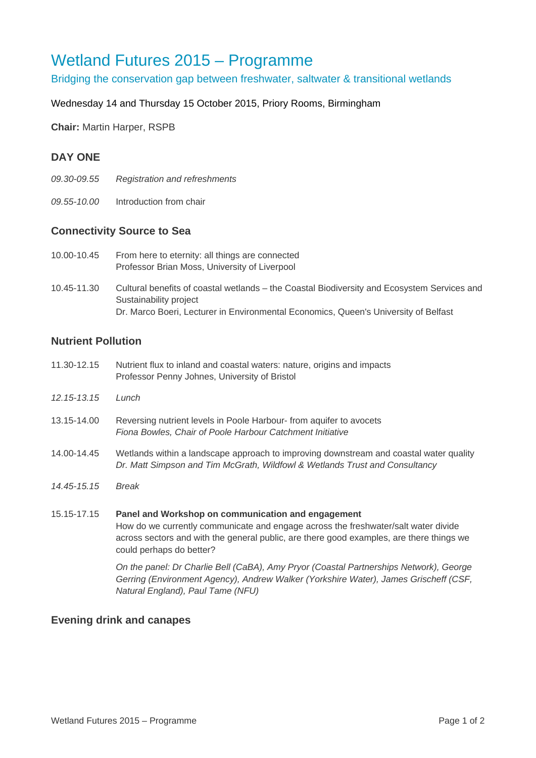# Wetland Futures 2015 – Programme

## Bridging the conservation gap between freshwater, saltwater & transitional wetlands

Wednesday 14 and Thursday 15 October 2015, Priory Rooms, Birmingham

**Chair:** Martin Harper, RSPB

### DAY ONE

*09.30-09.55* *Registration and refreshments*

*09.55-10.00* Introduction from chair

### Connectivity Source to Sea

10.00-10.45 From here to eternity: all things are connected
Professor Brian Moss, University of Liverpool

10.45-11.30 Cultural benefits of coastal wetlands – the Coastal Biodiversity and Ecosystem Services and Sustainability project
Dr. Marco Boeri, Lecturer in Environmental Economics, Queen's University of Belfast

### Nutrient Pollution

11.30-12.15 Nutrient flux to inland and coastal waters: nature, origins and impacts
Professor Penny Johnes, University of Bristol

*12.15-13.15* *Lunch*

13.15-14.00 Reversing nutrient levels in Poole Harbour- from aquifer to avocets
*Fiona Bowles, Chair of Poole Harbour Catchment Initiative*

14.00-14.45 Wetlands within a landscape approach to improving downstream and coastal water quality
*Dr. Matt Simpson and Tim McGrath, Wildfowl & Wetlands Trust and Consultancy*

*14.45-15.15* *Break*

15.15-17.15 **Panel and Workshop on communication and engagement**
How do we currently communicate and engage across the freshwater/salt water divide across sectors and with the general public, are there good examples, are there things we could perhaps do better?

*On the panel: Dr Charlie Bell (CaBA), Amy Pryor (Coastal Partnerships Network), George Gerring (Environment Agency), Andrew Walker (Yorkshire Water), James Grischeff (CSF, Natural England), Paul Tame (NFU)*

### Evening drink and canapes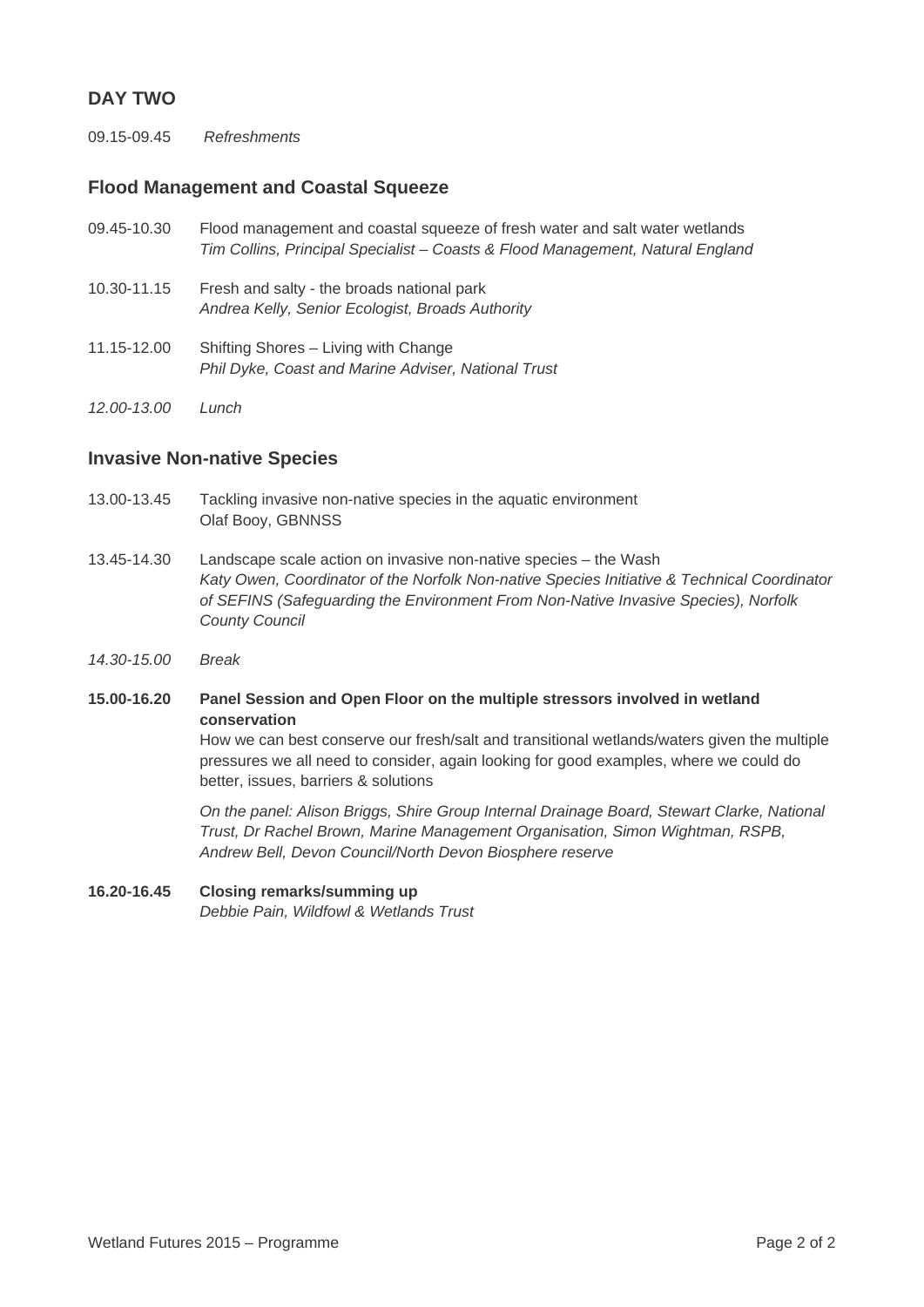## DAY TWO

09.15-09.45 *Refreshments*

### Flood Management and Coastal Squeeze

09.45-10.30 Flood management and coastal squeeze of fresh water and salt water wetlands
*Tim Collins, Principal Specialist – Coasts & Flood Management, Natural England*

10.30-11.15 Fresh and salty - the broads national park
*Andrea Kelly, Senior Ecologist, Broads Authority*

11.15-12.00 Shifting Shores – Living with Change
*Phil Dyke, Coast and Marine Adviser, National Trust*

*12.00-13.00 Lunch*

### Invasive Non-native Species

13.00-13.45 Tackling invasive non-native species in the aquatic environment
Olaf Booy, GBNNSS

13.45-14.30 Landscape scale action on invasive non-native species – the Wash
*Katy Owen, Coordinator of the Norfolk Non-native Species Initiative & Technical Coordinator of SEFINS (Safeguarding the Environment From Non-Native Invasive Species), Norfolk County Council*

*14.30-15.00 Break*

**15.00-16.20 Panel Session and Open Floor on the multiple stressors involved in wetland conservation**
How we can best conserve our fresh/salt and transitional wetlands/waters given the multiple pressures we all need to consider, again looking for good examples, where we could do better, issues, barriers & solutions

*On the panel: Alison Briggs, Shire Group Internal Drainage Board, Stewart Clarke, National Trust, Dr Rachel Brown, Marine Management Organisation, Simon Wightman, RSPB, Andrew Bell, Devon Council/North Devon Biosphere reserve*

**16.20-16.45 Closing remarks/summing up**
*Debbie Pain, Wildfowl & Wetlands Trust*